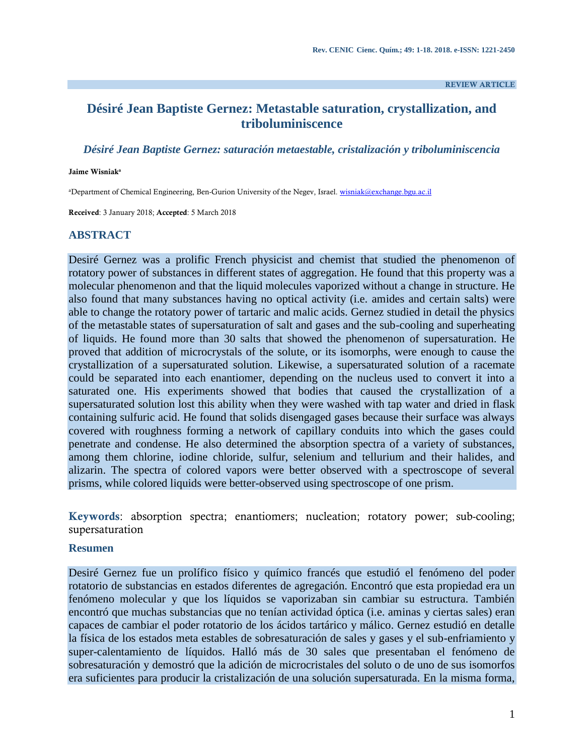REVIEW ARTICLE

# Désiré Jean Baptiste Gernez: Metastable saturation, crystallization, and triboluminiscence

### *Désiré Jean Baptiste Gernez: saturación metaestable, cristalización y triboluminiscencia*

**Jaime Wisniak**[a]

[a]Department of Chemical Engineering, Ben-Gurion University of the Negev, Israel. wisniak@exchange.bgu.ac.il

**Received**: 3 January 2018; **Accepted**: 5 March 2018

## ABSTRACT

Desiré Gernez was a prolific French physicist and chemist that studied the phenomenon of rotatory power of substances in different states of aggregation. He found that this property was a molecular phenomenon and that the liquid molecules vaporized without a change in structure. He also found that many substances having no optical activity (i.e. amides and certain salts) were able to change the rotatory power of tartaric and malic acids. Gernez studied in detail the physics of the metastable states of supersaturation of salt and gases and the sub-cooling and superheating of liquids. He found more than 30 salts that showed the phenomenon of supersaturation. He proved that addition of microcrystals of the solute, or its isomorphs, were enough to cause the crystallization of a supersaturated solution. Likewise, a supersaturated solution of a racemate could be separated into each enantiomer, depending on the nucleus used to convert it into a saturated one. His experiments showed that bodies that caused the crystallization of a supersaturated solution lost this ability when they were washed with tap water and dried in flask containing sulfuric acid. He found that solids disengaged gases because their surface was always covered with roughness forming a network of capillary conduits into which the gases could penetrate and condense. He also determined the absorption spectra of a variety of substances, among them chlorine, iodine chloride, sulfur, selenium and tellurium and their halides, and alizarin. The spectra of colored vapors were better observed with a spectroscope of several prisms, while colored liquids were better-observed using spectroscope of one prism.

**Keywords**: absorption spectra; enantiomers; nucleation; rotatory power; sub-cooling; supersaturation

### Resumen

Desiré Gernez fue un prolífico físico y químico francés que estudió el fenómeno del poder rotatorio de substancias en estados diferentes de agregación. Encontró que esta propiedad era un fenómeno molecular y que los líquidos se vaporizaban sin cambiar su estructura. También encontró que muchas substancias que no tenían actividad óptica (i.e. aminas y ciertas sales) eran capaces de cambiar el poder rotatorio de los ácidos tartárico y málico. Gernez estudió en detalle la física de los estados meta estables de sobresaturación de sales y gases y el sub-enfriamiento y super-calentamiento de líquidos. Halló más de 30 sales que presentaban el fenómeno de sobresaturación y demostró que la adición de microcristales del soluto o de uno de sus isomorfos era suficientes para producir la cristalización de una solución supersaturada. En la misma forma,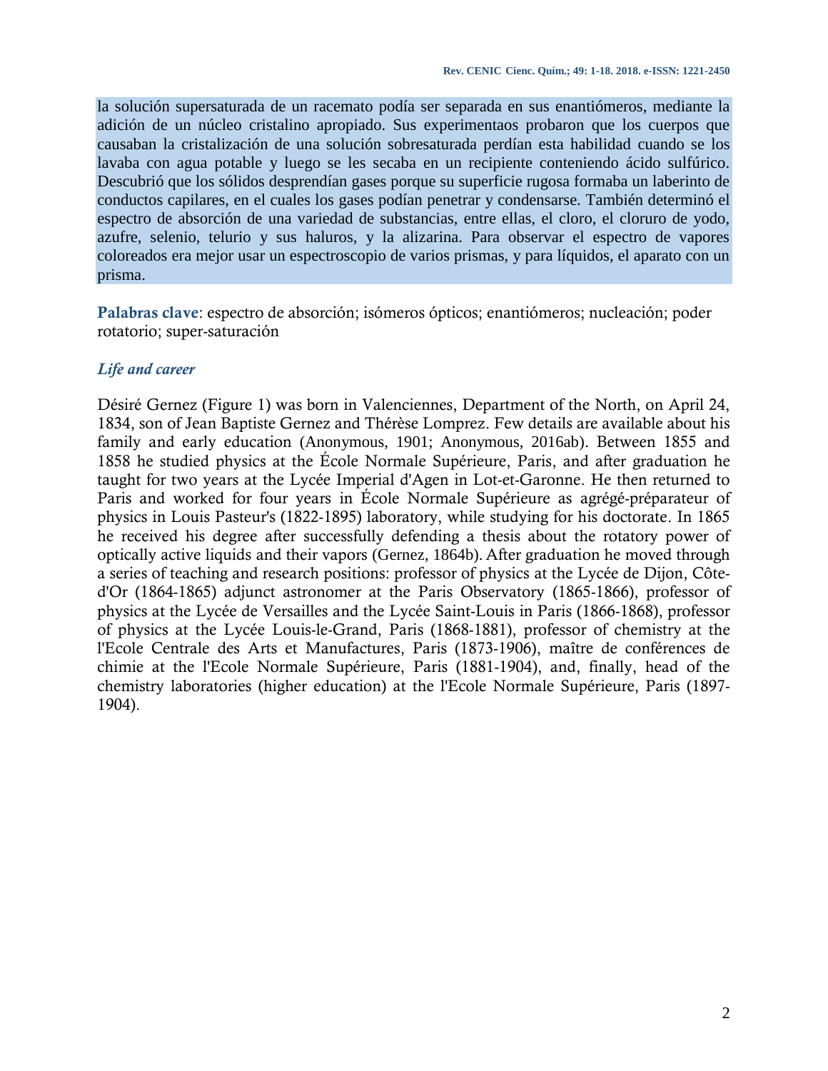la solución supersaturada de un racemato podía ser separada en sus enantiómeros, mediante la adición de un núcleo cristalino apropiado. Sus experimentaos probaron que los cuerpos que causaban la cristalización de una solución sobresaturada perdían esta habilidad cuando se los lavaba con agua potable y luego se les secaba en un recipiente conteniendo ácido sulfúrico. Descubrió que los sólidos desprendían gases porque su superficie rugosa formaba un laberinto de conductos capilares, en el cuales los gases podían penetrar y condensarse. También determinó el espectro de absorción de una variedad de substancias, entre ellas, el cloro, el cloruro de yodo, azufre, selenio, telurio y sus haluros, y la alizarina. Para observar el espectro de vapores coloreados era mejor usar un espectroscopio de varios prismas, y para líquidos, el aparato con un prisma.

**Palabras clave**: espectro de absorción; isómeros ópticos; enantiómeros; nucleación; poder rotatorio; super-saturación

### *Life and career*

Désiré Gernez (Figure 1) was born in Valenciennes, Department of the North, on April 24, 1834, son of Jean Baptiste Gernez and Thérèse Lomprez. Few details are available about his family and early education (Anonymous, 1901; Anonymous, 2016ab). Between 1855 and 1858 he studied physics at the École Normale Supérieure, Paris, and after graduation he taught for two years at the Lycée Imperial d'Agen in Lot-et-Garonne. He then returned to Paris and worked for four years in École Normale Supérieure as agrégé-préparateur of physics in Louis Pasteur's (1822-1895) laboratory, while studying for his doctorate. In 1865 he received his degree after successfully defending a thesis about the rotatory power of optically active liquids and their vapors (Gernez, 1864b). After graduation he moved through a series of teaching and research positions: professor of physics at the Lycée de Dijon, Côte-d'Or (1864-1865) adjunct astronomer at the Paris Observatory (1865-1866), professor of physics at the Lycée de Versailles and the Lycée Saint-Louis in Paris (1866-1868), professor of physics at the Lycée Louis-le-Grand, Paris (1868-1881), professor of chemistry at the l'Ecole Centrale des Arts et Manufactures, Paris (1873-1906), maître de conférences de chimie at the l'Ecole Normale Supérieure, Paris (1881-1904), and, finally, head of the chemistry laboratories (higher education) at the l'Ecole Normale Supérieure, Paris (1897-1904).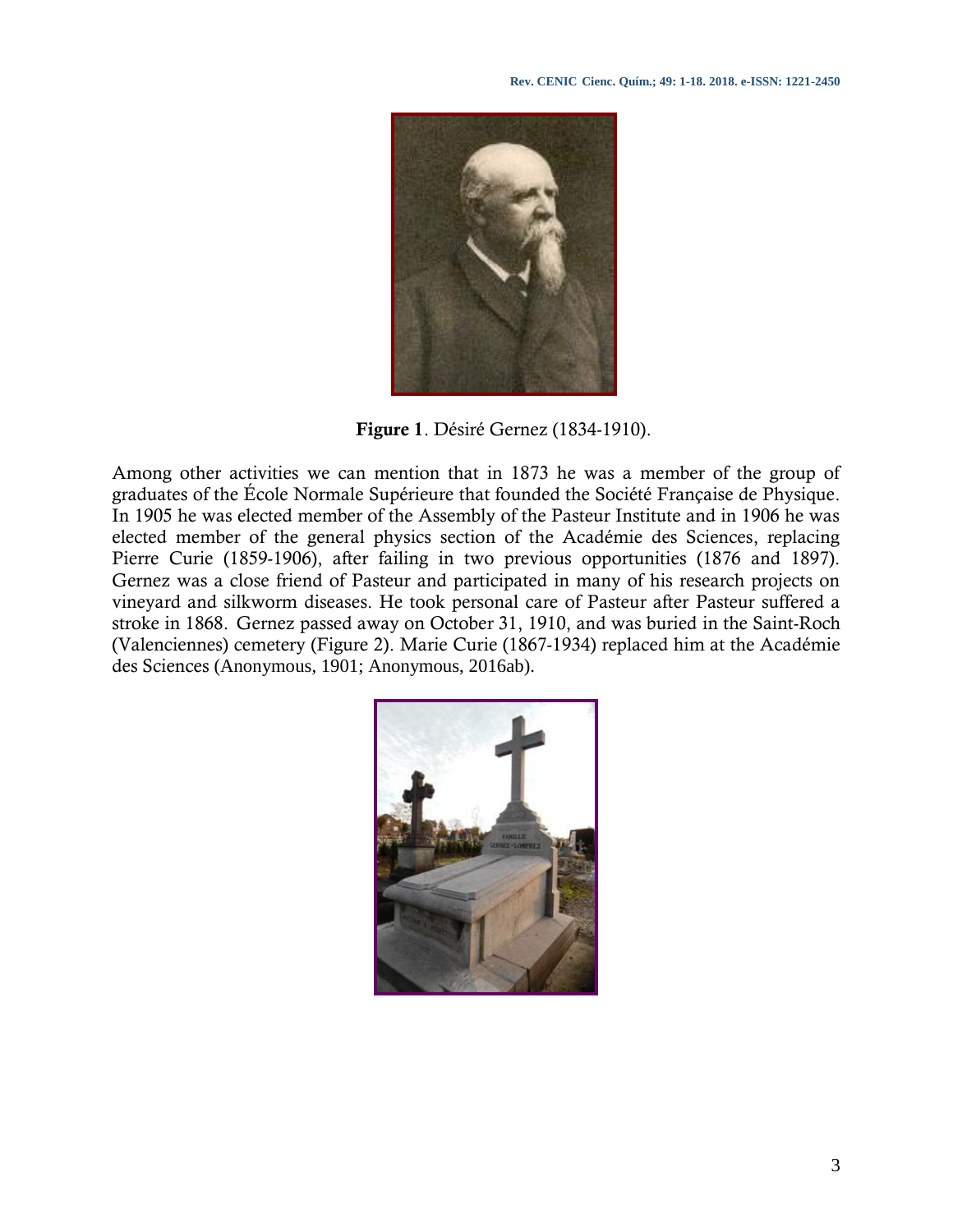Figure 1. Désiré Gernez (1834-1910).

Among other activities we can mention that in 1873 he was a member of the group of graduates of the École Normale Supérieure that founded the Société Française de Physique. In 1905 he was elected member of the Assembly of the Pasteur Institute and in 1906 he was elected member of the general physics section of the Académie des Sciences, replacing Pierre Curie (1859-1906), after failing in two previous opportunities (1876 and 1897). Gernez was a close friend of Pasteur and participated in many of his research projects on vineyard and silkworm diseases. He took personal care of Pasteur after Pasteur suffered a stroke in 1868. Gernez passed away on October 31, 1910, and was buried in the Saint-Roch (Valenciennes) cemetery (Figure 2). Marie Curie (1867-1934) replaced him at the Académie des Sciences (Anonymous, 1901; Anonymous, 2016ab).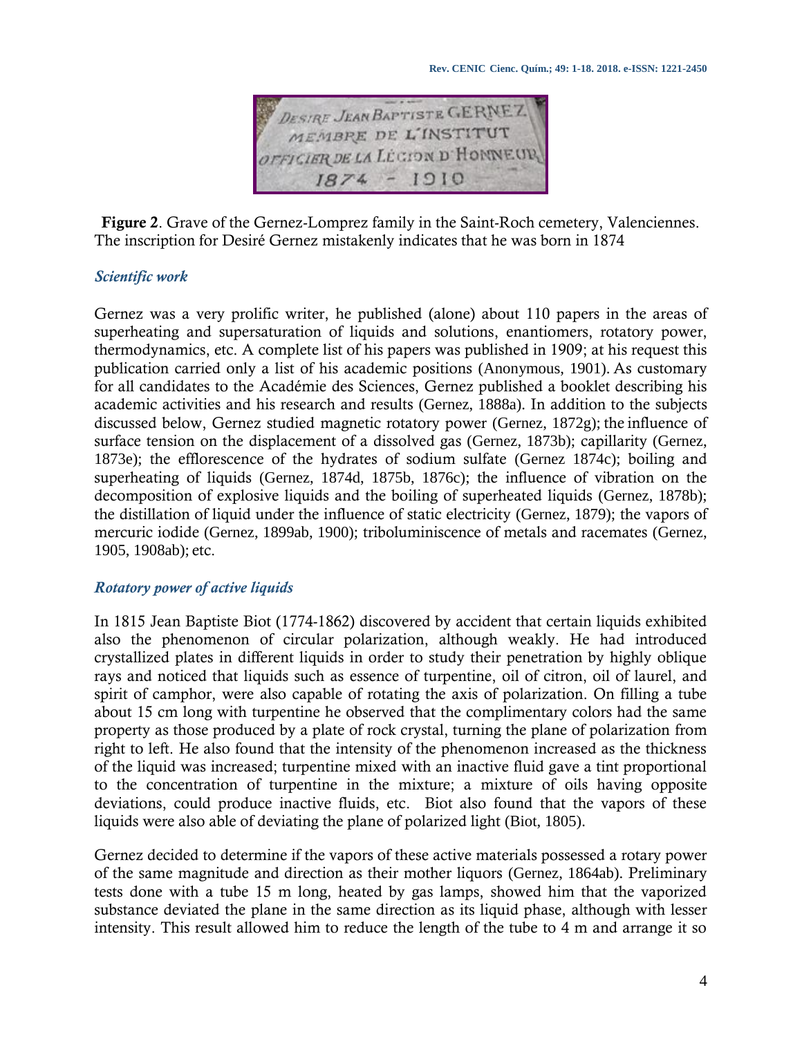**Figure 2**. Grave of the Gernez-Lomprez family in the Saint-Roch cemetery, Valenciennes. The inscription for Desiré Gernez mistakenly indicates that he was born in 1874

### *Scientific work*

Gernez was a very prolific writer, he published (alone) about 110 papers in the areas of superheating and supersaturation of liquids and solutions, enantiomers, rotatory power, thermodynamics, etc. A complete list of his papers was published in 1909; at his request this publication carried only a list of his academic positions (Anonymous, 1901). As customary for all candidates to the Académie des Sciences, Gernez published a booklet describing his academic activities and his research and results (Gernez, 1888a). In addition to the subjects discussed below, Gernez studied magnetic rotatory power (Gernez, 1872g); the influence of surface tension on the displacement of a dissolved gas (Gernez, 1873b); capillarity (Gernez, 1873e); the efflorescence of the hydrates of sodium sulfate (Gernez 1874c); boiling and superheating of liquids (Gernez, 1874d, 1875b, 1876c); the influence of vibration on the decomposition of explosive liquids and the boiling of superheated liquids (Gernez, 1878b); the distillation of liquid under the influence of static electricity (Gernez, 1879); the vapors of mercuric iodide (Gernez, 1899ab, 1900); triboluminiscence of metals and racemates (Gernez, 1905, 1908ab); etc.

### *Rotatory power of active liquids*

In 1815 Jean Baptiste Biot (1774-1862) discovered by accident that certain liquids exhibited also the phenomenon of circular polarization, although weakly. He had introduced crystallized plates in different liquids in order to study their penetration by highly oblique rays and noticed that liquids such as essence of turpentine, oil of citron, oil of laurel, and spirit of camphor, were also capable of rotating the axis of polarization. On filling a tube about 15 cm long with turpentine he observed that the complimentary colors had the same property as those produced by a plate of rock crystal, turning the plane of polarization from right to left. He also found that the intensity of the phenomenon increased as the thickness of the liquid was increased; turpentine mixed with an inactive fluid gave a tint proportional to the concentration of turpentine in the mixture; a mixture of oils having opposite deviations, could produce inactive fluids, etc. Biot also found that the vapors of these liquids were also able of deviating the plane of polarized light (Biot, 1805).

Gernez decided to determine if the vapors of these active materials possessed a rotary power of the same magnitude and direction as their mother liquors (Gernez, 1864ab). Preliminary tests done with a tube 15 m long, heated by gas lamps, showed him that the vaporized substance deviated the plane in the same direction as its liquid phase, although with lesser intensity. This result allowed him to reduce the length of the tube to 4 m and arrange it so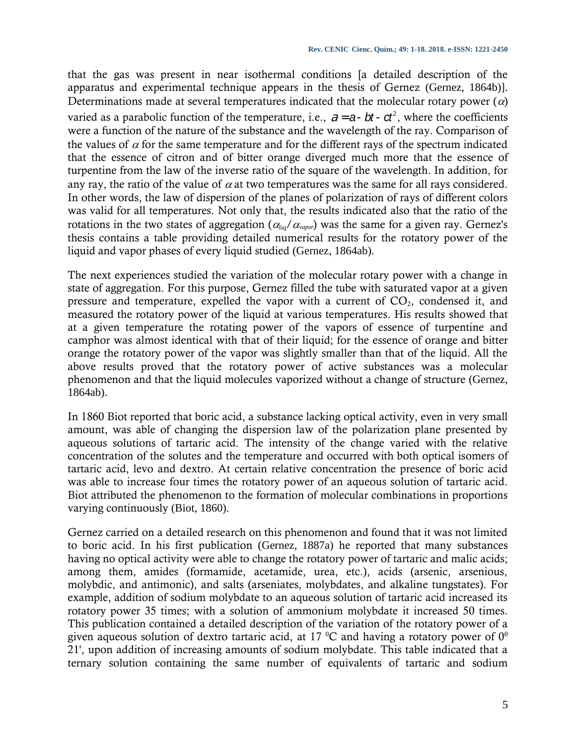that the gas was present in near isothermal conditions [a detailed description of the apparatus and experimental technique appears in the thesis of Gernez (Gernez, 1864b)]. Determinations made at several temperatures indicated that the molecular rotary power ($\alpha$) varied as a parabolic function of the temperature, i.e., $a = a - bt - ct^2$, where the coefficients were a function of the nature of the substance and the wavelength of the ray. Comparison of the values of $\alpha$ for the same temperature and for the different rays of the spectrum indicated that the essence of citron and of bitter orange diverged much more that the essence of turpentine from the law of the inverse ratio of the square of the wavelength. In addition, for any ray, the ratio of the value of $\alpha$ at two temperatures was the same for all rays considered. In other words, the law of dispersion of the planes of polarization of rays of different colors was valid for all temperatures. Not only that, the results indicated also that the ratio of the rotations in the two states of aggregation ($\alpha_{liq}/\alpha_{vapor}$) was the same for a given ray. Gernez's thesis contains a table providing detailed numerical results for the rotatory power of the liquid and vapor phases of every liquid studied (Gernez, 1864ab).

The next experiences studied the variation of the molecular rotary power with a change in state of aggregation. For this purpose, Gernez filled the tube with saturated vapor at a given pressure and temperature, expelled the vapor with a current of $CO_2$, condensed it, and measured the rotatory power of the liquid at various temperatures. His results showed that at a given temperature the rotating power of the vapors of essence of turpentine and camphor was almost identical with that of their liquid; for the essence of orange and bitter orange the rotatory power of the vapor was slightly smaller than that of the liquid. All the above results proved that the rotatory power of active substances was a molecular phenomenon and that the liquid molecules vaporized without a change of structure (Gernez, 1864ab).

In 1860 Biot reported that boric acid, a substance lacking optical activity, even in very small amount, was able of changing the dispersion law of the polarization plane presented by aqueous solutions of tartaric acid. The intensity of the change varied with the relative concentration of the solutes and the temperature and occurred with both optical isomers of tartaric acid, levo and dextro. At certain relative concentration the presence of boric acid was able to increase four times the rotatory power of an aqueous solution of tartaric acid. Biot attributed the phenomenon to the formation of molecular combinations in proportions varying continuously (Biot, 1860).

Gernez carried on a detailed research on this phenomenon and found that it was not limited to boric acid. In his first publication (Gernez, 1887a) he reported that many substances having no optical activity were able to change the rotatory power of tartaric and malic acids; among them, amides (formamide, acetamide, urea, etc.), acids (arsenic, arsenious, molybdic, and antimonic), and salts (arseniates, molybdates, and alkaline tungstates). For example, addition of sodium molybdate to an aqueous solution of tartaric acid increased its rotatory power 35 times; with a solution of ammonium molybdate it increased 50 times. This publication contained a detailed description of the variation of the rotatory power of a given aqueous solution of dextro tartaric acid, at 17 $^0$C and having a rotatory power of $0^0$ 21', upon addition of increasing amounts of sodium molybdate. This table indicated that a ternary solution containing the same number of equivalents of tartaric and sodium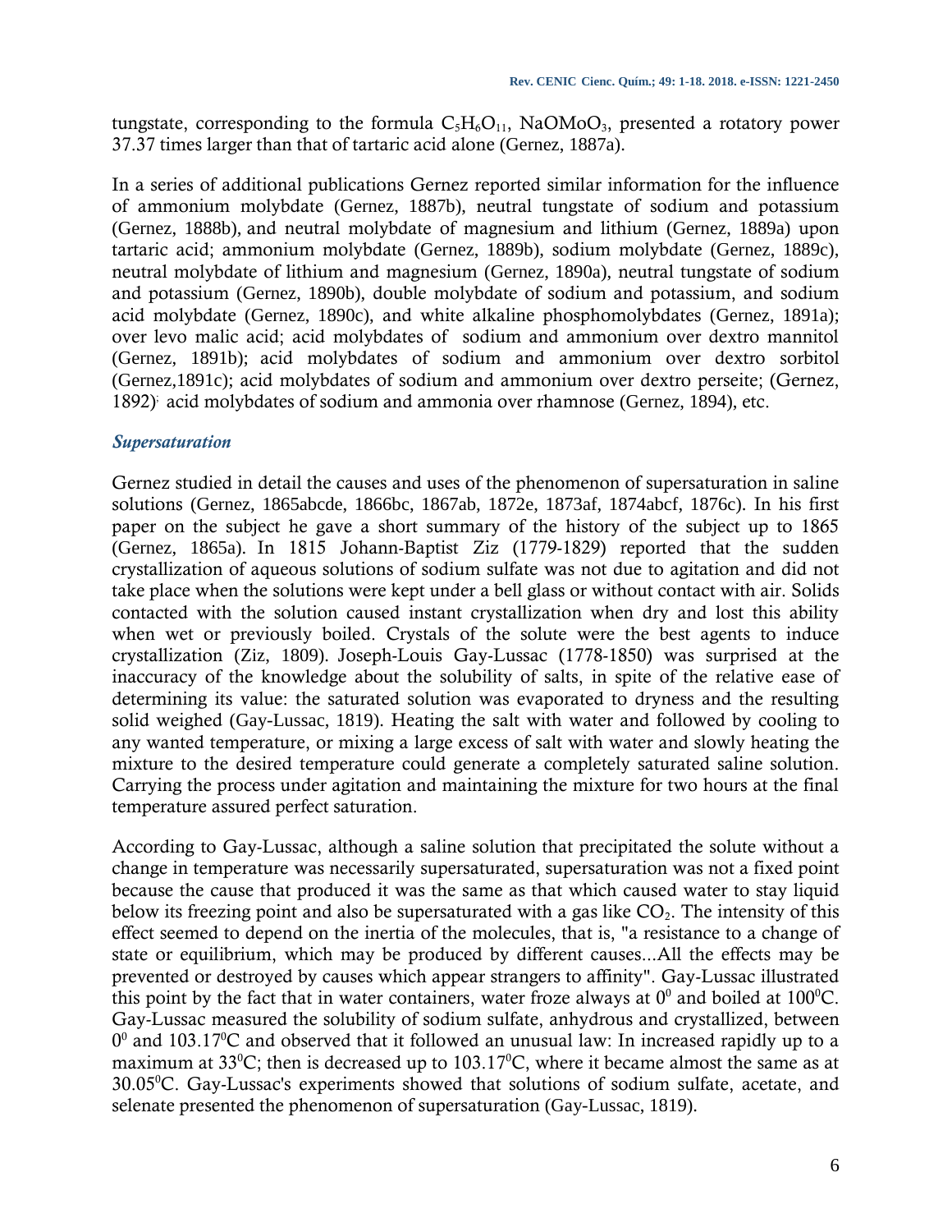tungstate, corresponding to the formula $C_5H_6O_{11}$, $NaOMoO_3$, presented a rotatory power 37.37 times larger than that of tartaric acid alone (Gernez, 1887a).

In a series of additional publications Gernez reported similar information for the influence of ammonium molybdate (Gernez, 1887b), neutral tungstate of sodium and potassium (Gernez, 1888b), and neutral molybdate of magnesium and lithium (Gernez, 1889a) upon tartaric acid; ammonium molybdate (Gernez, 1889b), sodium molybdate (Gernez, 1889c), neutral molybdate of lithium and magnesium (Gernez, 1890a), neutral tungstate of sodium and potassium (Gernez, 1890b), double molybdate of sodium and potassium, and sodium acid molybdate (Gernez, 1890c), and white alkaline phosphomolybdates (Gernez, 1891a); over levo malic acid; acid molybdates of sodium and ammonium over dextro mannitol (Gernez, 1891b); acid molybdates of sodium and ammonium over dextro sorbitol (Gernez,1891c); acid molybdates of sodium and ammonium over dextro perseite; (Gernez, 1892); acid molybdates of sodium and ammonia over rhamnose (Gernez, 1894), etc.

### *Supersaturation*

Gernez studied in detail the causes and uses of the phenomenon of supersaturation in saline solutions (Gernez, 1865abcde, 1866bc, 1867ab, 1872e, 1873af, 1874abcf, 1876c). In his first paper on the subject he gave a short summary of the history of the subject up to 1865 (Gernez, 1865a). In 1815 Johann-Baptist Ziz (1779-1829) reported that the sudden crystallization of aqueous solutions of sodium sulfate was not due to agitation and did not take place when the solutions were kept under a bell glass or without contact with air. Solids contacted with the solution caused instant crystallization when dry and lost this ability when wet or previously boiled. Crystals of the solute were the best agents to induce crystallization (Ziz, 1809). Joseph-Louis Gay-Lussac (1778-1850) was surprised at the inaccuracy of the knowledge about the solubility of salts, in spite of the relative ease of determining its value: the saturated solution was evaporated to dryness and the resulting solid weighed (Gay-Lussac, 1819). Heating the salt with water and followed by cooling to any wanted temperature, or mixing a large excess of salt with water and slowly heating the mixture to the desired temperature could generate a completely saturated saline solution. Carrying the process under agitation and maintaining the mixture for two hours at the final temperature assured perfect saturation.

According to Gay-Lussac, although a saline solution that precipitated the solute without a change in temperature was necessarily supersaturated, supersaturation was not a fixed point because the cause that produced it was the same as that which caused water to stay liquid below its freezing point and also be supersaturated with a gas like $CO_2$. The intensity of this effect seemed to depend on the inertia of the molecules, that is, "a resistance to a change of state or equilibrium, which may be produced by different causes...All the effects may be prevented or destroyed by causes which appear strangers to affinity". Gay-Lussac illustrated this point by the fact that in water containers, water froze always at $0^0$ and boiled at $100^0$C. Gay-Lussac measured the solubility of sodium sulfate, anhydrous and crystallized, between $0^0$ and $103.17^0$C and observed that it followed an unusual law: In increased rapidly up to a maximum at $33^0$C; then is decreased up to $103.17^0$C, where it became almost the same as at $30.05^0$C. Gay-Lussac's experiments showed that solutions of sodium sulfate, acetate, and selenate presented the phenomenon of supersaturation (Gay-Lussac, 1819).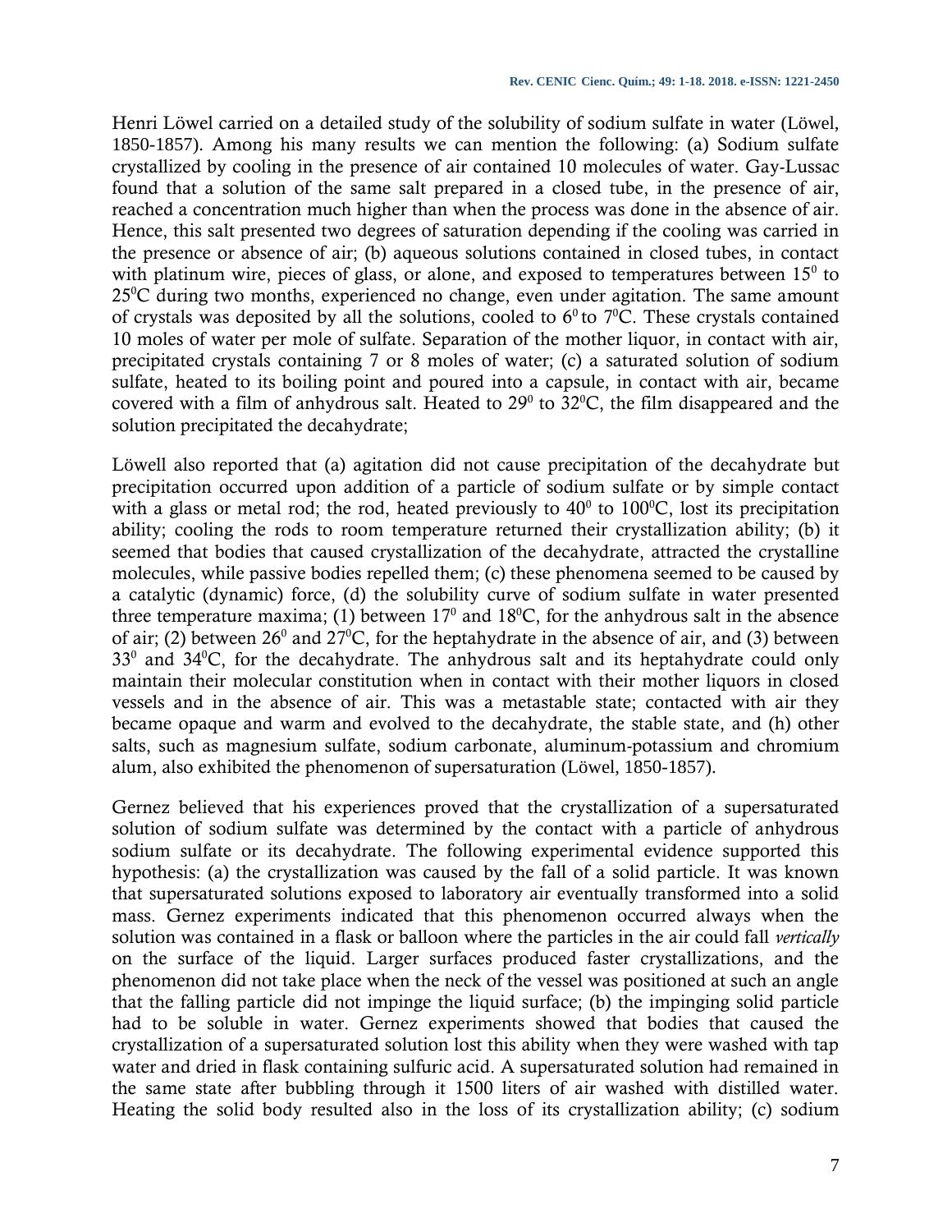Henri Löwel carried on a detailed study of the solubility of sodium sulfate in water (Löwel, 1850-1857). Among his many results we can mention the following: (a) Sodium sulfate crystallized by cooling in the presence of air contained 10 molecules of water. Gay-Lussac found that a solution of the same salt prepared in a closed tube, in the presence of air, reached a concentration much higher than when the process was done in the absence of air. Hence, this salt presented two degrees of saturation depending if the cooling was carried in the presence or absence of air; (b) aqueous solutions contained in closed tubes, in contact with platinum wire, pieces of glass, or alone, and exposed to temperatures between $15^0$ to $25^0$C during two months, experienced no change, even under agitation. The same amount of crystals was deposited by all the solutions, cooled to $6^0$ to $7^0$C. These crystals contained 10 moles of water per mole of sulfate. Separation of the mother liquor, in contact with air, precipitated crystals containing 7 or 8 moles of water; (c) a saturated solution of sodium sulfate, heated to its boiling point and poured into a capsule, in contact with air, became covered with a film of anhydrous salt. Heated to $29^0$ to $32^0$C, the film disappeared and the solution precipitated the decahydrate;

Löwell also reported that (a) agitation did not cause precipitation of the decahydrate but precipitation occurred upon addition of a particle of sodium sulfate or by simple contact with a glass or metal rod; the rod, heated previously to $40^0$ to $100^0$C, lost its precipitation ability; cooling the rods to room temperature returned their crystallization ability; (b) it seemed that bodies that caused crystallization of the decahydrate, attracted the crystalline molecules, while passive bodies repelled them; (c) these phenomena seemed to be caused by a catalytic (dynamic) force, (d) the solubility curve of sodium sulfate in water presented three temperature maxima; (1) between $17^0$ and $18^0$C, for the anhydrous salt in the absence of air; (2) between $26^0$ and $27^0$C, for the heptahydrate in the absence of air, and (3) between $33^0$ and $34^0$C, for the decahydrate. The anhydrous salt and its heptahydrate could only maintain their molecular constitution when in contact with their mother liquors in closed vessels and in the absence of air. This was a metastable state; contacted with air they became opaque and warm and evolved to the decahydrate, the stable state, and (h) other salts, such as magnesium sulfate, sodium carbonate, aluminum-potassium and chromium alum, also exhibited the phenomenon of supersaturation (Löwel, 1850-1857).

Gernez believed that his experiences proved that the crystallization of a supersaturated solution of sodium sulfate was determined by the contact with a particle of anhydrous sodium sulfate or its decahydrate. The following experimental evidence supported this hypothesis: (a) the crystallization was caused by the fall of a solid particle. It was known that supersaturated solutions exposed to laboratory air eventually transformed into a solid mass. Gernez experiments indicated that this phenomenon occurred always when the solution was contained in a flask or balloon where the particles in the air could fall *vertically* on the surface of the liquid. Larger surfaces produced faster crystallizations, and the phenomenon did not take place when the neck of the vessel was positioned at such an angle that the falling particle did not impinge the liquid surface; (b) the impinging solid particle had to be soluble in water. Gernez experiments showed that bodies that caused the crystallization of a supersaturated solution lost this ability when they were washed with tap water and dried in flask containing sulfuric acid. A supersaturated solution had remained in the same state after bubbling through it 1500 liters of air washed with distilled water. Heating the solid body resulted also in the loss of its crystallization ability; (c) sodium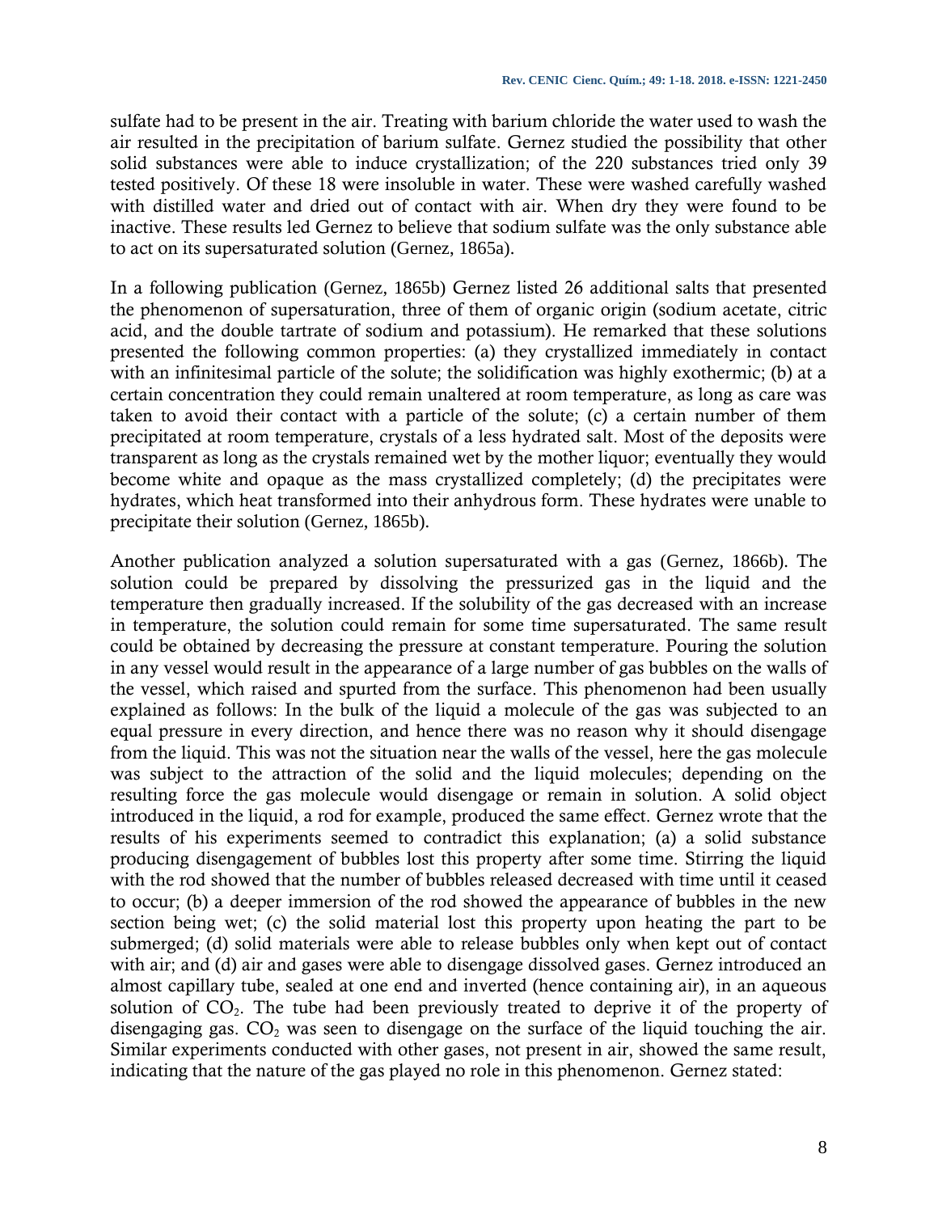sulfate had to be present in the air. Treating with barium chloride the water used to wash the air resulted in the precipitation of barium sulfate. Gernez studied the possibility that other solid substances were able to induce crystallization; of the 220 substances tried only 39 tested positively. Of these 18 were insoluble in water. These were washed carefully washed with distilled water and dried out of contact with air. When dry they were found to be inactive. These results led Gernez to believe that sodium sulfate was the only substance able to act on its supersaturated solution (Gernez, 1865a).

In a following publication (Gernez, 1865b) Gernez listed 26 additional salts that presented the phenomenon of supersaturation, three of them of organic origin (sodium acetate, citric acid, and the double tartrate of sodium and potassium). He remarked that these solutions presented the following common properties: (a) they crystallized immediately in contact with an infinitesimal particle of the solute; the solidification was highly exothermic; (b) at a certain concentration they could remain unaltered at room temperature, as long as care was taken to avoid their contact with a particle of the solute; (c) a certain number of them precipitated at room temperature, crystals of a less hydrated salt. Most of the deposits were transparent as long as the crystals remained wet by the mother liquor; eventually they would become white and opaque as the mass crystallized completely; (d) the precipitates were hydrates, which heat transformed into their anhydrous form. These hydrates were unable to precipitate their solution (Gernez, 1865b).

Another publication analyzed a solution supersaturated with a gas (Gernez, 1866b). The solution could be prepared by dissolving the pressurized gas in the liquid and the temperature then gradually increased. If the solubility of the gas decreased with an increase in temperature, the solution could remain for some time supersaturated. The same result could be obtained by decreasing the pressure at constant temperature. Pouring the solution in any vessel would result in the appearance of a large number of gas bubbles on the walls of the vessel, which raised and spurted from the surface. This phenomenon had been usually explained as follows: In the bulk of the liquid a molecule of the gas was subjected to an equal pressure in every direction, and hence there was no reason why it should disengage from the liquid. This was not the situation near the walls of the vessel, here the gas molecule was subject to the attraction of the solid and the liquid molecules; depending on the resulting force the gas molecule would disengage or remain in solution. A solid object introduced in the liquid, a rod for example, produced the same effect. Gernez wrote that the results of his experiments seemed to contradict this explanation; (a) a solid substance producing disengagement of bubbles lost this property after some time. Stirring the liquid with the rod showed that the number of bubbles released decreased with time until it ceased to occur; (b) a deeper immersion of the rod showed the appearance of bubbles in the new section being wet; (c) the solid material lost this property upon heating the part to be submerged; (d) solid materials were able to release bubbles only when kept out of contact with air; and (d) air and gases were able to disengage dissolved gases. Gernez introduced an almost capillary tube, sealed at one end and inverted (hence containing air), in an aqueous solution of $CO_2$. The tube had been previously treated to deprive it of the property of disengaging gas. $CO_2$ was seen to disengage on the surface of the liquid touching the air. Similar experiments conducted with other gases, not present in air, showed the same result, indicating that the nature of the gas played no role in this phenomenon. Gernez stated: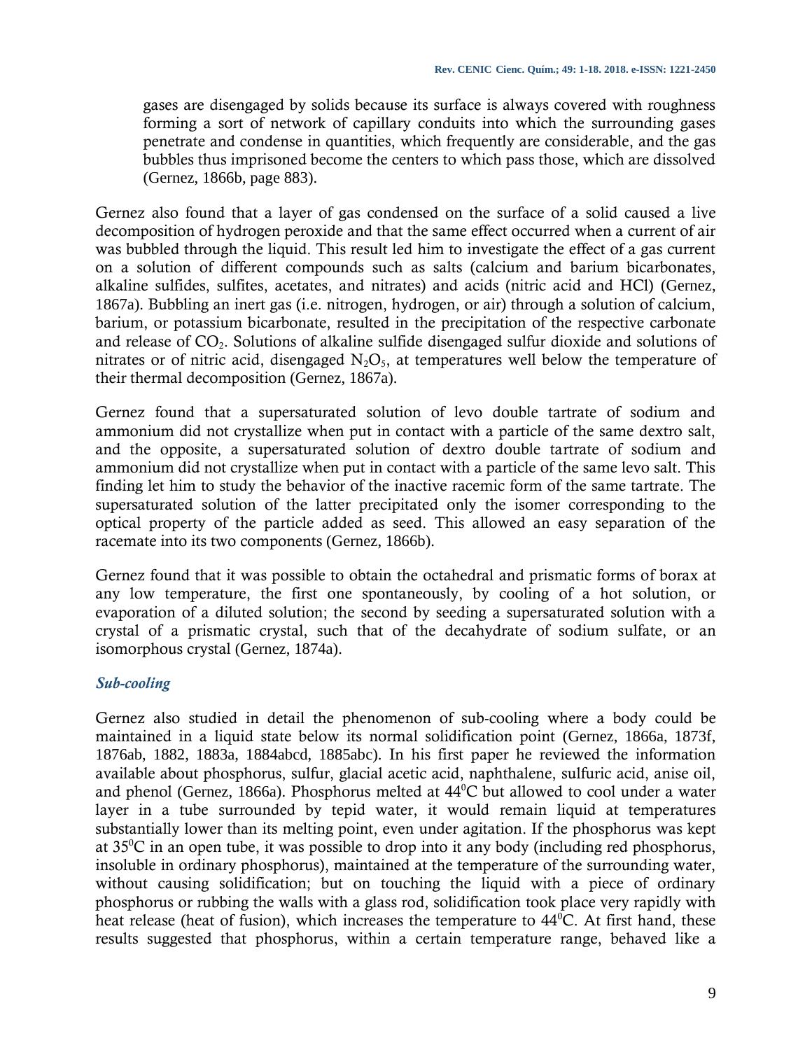gases are disengaged by solids because its surface is always covered with roughness forming a sort of network of capillary conduits into which the surrounding gases penetrate and condense in quantities, which frequently are considerable, and the gas bubbles thus imprisoned become the centers to which pass those, which are dissolved (Gernez, 1866b, page 883).

Gernez also found that a layer of gas condensed on the surface of a solid caused a live decomposition of hydrogen peroxide and that the same effect occurred when a current of air was bubbled through the liquid. This result led him to investigate the effect of a gas current on a solution of different compounds such as salts (calcium and barium bicarbonates, alkaline sulfides, sulfites, acetates, and nitrates) and acids (nitric acid and HCl) (Gernez, 1867a). Bubbling an inert gas (i.e. nitrogen, hydrogen, or air) through a solution of calcium, barium, or potassium bicarbonate, resulted in the precipitation of the respective carbonate and release of $CO_2$. Solutions of alkaline sulfide disengaged sulfur dioxide and solutions of nitrates or of nitric acid, disengaged $N_2O_5$, at temperatures well below the temperature of their thermal decomposition (Gernez, 1867a).

Gernez found that a supersaturated solution of levo double tartrate of sodium and ammonium did not crystallize when put in contact with a particle of the same dextro salt, and the opposite, a supersaturated solution of dextro double tartrate of sodium and ammonium did not crystallize when put in contact with a particle of the same levo salt. This finding let him to study the behavior of the inactive racemic form of the same tartrate. The supersaturated solution of the latter precipitated only the isomer corresponding to the optical property of the particle added as seed. This allowed an easy separation of the racemate into its two components (Gernez, 1866b).

Gernez found that it was possible to obtain the octahedral and prismatic forms of borax at any low temperature, the first one spontaneously, by cooling of a hot solution, or evaporation of a diluted solution; the second by seeding a supersaturated solution with a crystal of a prismatic crystal, such that of the decahydrate of sodium sulfate, or an isomorphous crystal (Gernez, 1874a).

### *Sub-cooling*

Gernez also studied in detail the phenomenon of sub-cooling where a body could be maintained in a liquid state below its normal solidification point (Gernez, 1866a, 1873f, 1876ab, 1882, 1883a, 1884abcd, 1885abc). In his first paper he reviewed the information available about phosphorus, sulfur, glacial acetic acid, naphthalene, sulfuric acid, anise oil, and phenol (Gernez, 1866a). Phosphorus melted at $44^0$C but allowed to cool under a water layer in a tube surrounded by tepid water, it would remain liquid at temperatures substantially lower than its melting point, even under agitation. If the phosphorus was kept at $35^0$C in an open tube, it was possible to drop into it any body (including red phosphorus, insoluble in ordinary phosphorus), maintained at the temperature of the surrounding water, without causing solidification; but on touching the liquid with a piece of ordinary phosphorus or rubbing the walls with a glass rod, solidification took place very rapidly with heat release (heat of fusion), which increases the temperature to $44^0$C. At first hand, these results suggested that phosphorus, within a certain temperature range, behaved like a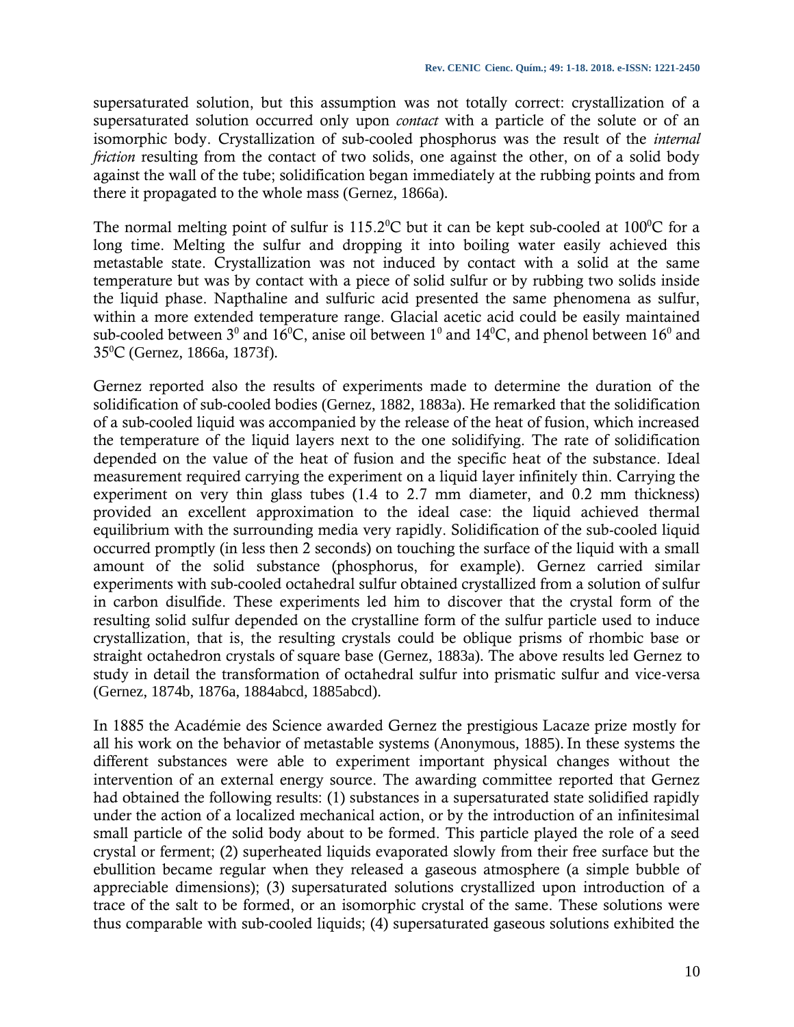supersaturated solution, but this assumption was not totally correct: crystallization of a supersaturated solution occurred only upon *contact* with a particle of the solute or of an isomorphic body. Crystallization of sub-cooled phosphorus was the result of the *internal friction* resulting from the contact of two solids, one against the other, on of a solid body against the wall of the tube; solidification began immediately at the rubbing points and from there it propagated to the whole mass (Gernez, 1866a).

The normal melting point of sulfur is $115.2^0$C but it can be kept sub-cooled at $100^0$C for a long time. Melting the sulfur and dropping it into boiling water easily achieved this metastable state. Crystallization was not induced by contact with a solid at the same temperature but was by contact with a piece of solid sulfur or by rubbing two solids inside the liquid phase. Napthaline and sulfuric acid presented the same phenomena as sulfur, within a more extended temperature range. Glacial acetic acid could be easily maintained sub-cooled between $3^0$ and $16^0$C, anise oil between $1^0$ and $14^0$C, and phenol between $16^0$ and $35^0$C (Gernez, 1866a, 1873f).

Gernez reported also the results of experiments made to determine the duration of the solidification of sub-cooled bodies (Gernez, 1882, 1883a). He remarked that the solidification of a sub-cooled liquid was accompanied by the release of the heat of fusion, which increased the temperature of the liquid layers next to the one solidifying. The rate of solidification depended on the value of the heat of fusion and the specific heat of the substance. Ideal measurement required carrying the experiment on a liquid layer infinitely thin. Carrying the experiment on very thin glass tubes (1.4 to 2.7 mm diameter, and 0.2 mm thickness) provided an excellent approximation to the ideal case: the liquid achieved thermal equilibrium with the surrounding media very rapidly. Solidification of the sub-cooled liquid occurred promptly (in less then 2 seconds) on touching the surface of the liquid with a small amount of the solid substance (phosphorus, for example). Gernez carried similar experiments with sub-cooled octahedral sulfur obtained crystallized from a solution of sulfur in carbon disulfide. These experiments led him to discover that the crystal form of the resulting solid sulfur depended on the crystalline form of the sulfur particle used to induce crystallization, that is, the resulting crystals could be oblique prisms of rhombic base or straight octahedron crystals of square base (Gernez, 1883a). The above results led Gernez to study in detail the transformation of octahedral sulfur into prismatic sulfur and vice-versa (Gernez, 1874b, 1876a, 1884abcd, 1885abcd).

In 1885 the Académie des Science awarded Gernez the prestigious Lacaze prize mostly for all his work on the behavior of metastable systems (Anonymous, 1885). In these systems the different substances were able to experiment important physical changes without the intervention of an external energy source. The awarding committee reported that Gernez had obtained the following results: (1) substances in a supersaturated state solidified rapidly under the action of a localized mechanical action, or by the introduction of an infinitesimal small particle of the solid body about to be formed. This particle played the role of a seed crystal or ferment; (2) superheated liquids evaporated slowly from their free surface but the ebullition became regular when they released a gaseous atmosphere (a simple bubble of appreciable dimensions); (3) supersaturated solutions crystallized upon introduction of a trace of the salt to be formed, or an isomorphic crystal of the same. These solutions were thus comparable with sub-cooled liquids; (4) supersaturated gaseous solutions exhibited the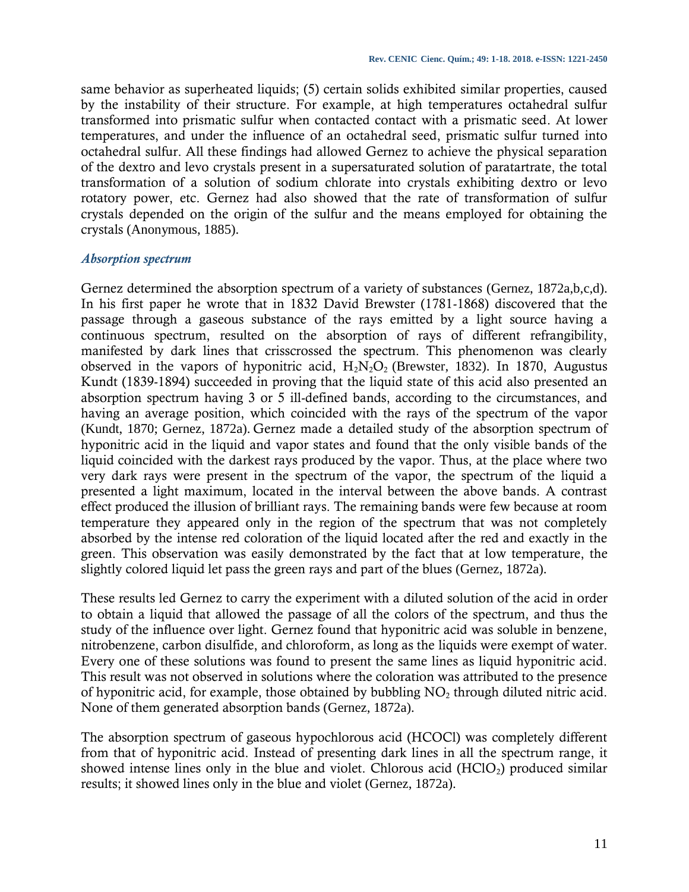same behavior as superheated liquids; (5) certain solids exhibited similar properties, caused by the instability of their structure. For example, at high temperatures octahedral sulfur transformed into prismatic sulfur when contacted contact with a prismatic seed. At lower temperatures, and under the influence of an octahedral seed, prismatic sulfur turned into octahedral sulfur. All these findings had allowed Gernez to achieve the physical separation of the dextro and levo crystals present in a supersaturated solution of paratartrate, the total transformation of a solution of sodium chlorate into crystals exhibiting dextro or levo rotatory power, etc. Gernez had also showed that the rate of transformation of sulfur crystals depended on the origin of the sulfur and the means employed for obtaining the crystals (Anonymous, 1885).

### *Absorption spectrum*

Gernez determined the absorption spectrum of a variety of substances (Gernez, 1872a,b,c,d). In his first paper he wrote that in 1832 David Brewster (1781-1868) discovered that the passage through a gaseous substance of the rays emitted by a light source having a continuous spectrum, resulted on the absorption of rays of different refrangibility, manifested by dark lines that crisscrossed the spectrum. This phenomenon was clearly observed in the vapors of hyponitric acid, $H_2N_2O_2$ (Brewster, 1832). In 1870, Augustus Kundt (1839-1894) succeeded in proving that the liquid state of this acid also presented an absorption spectrum having 3 or 5 ill-defined bands, according to the circumstances, and having an average position, which coincided with the rays of the spectrum of the vapor (Kundt, 1870; Gernez, 1872a). Gernez made a detailed study of the absorption spectrum of hyponitric acid in the liquid and vapor states and found that the only visible bands of the liquid coincided with the darkest rays produced by the vapor. Thus, at the place where two very dark rays were present in the spectrum of the vapor, the spectrum of the liquid a presented a light maximum, located in the interval between the above bands. A contrast effect produced the illusion of brilliant rays. The remaining bands were few because at room temperature they appeared only in the region of the spectrum that was not completely absorbed by the intense red coloration of the liquid located after the red and exactly in the green. This observation was easily demonstrated by the fact that at low temperature, the slightly colored liquid let pass the green rays and part of the blues (Gernez, 1872a).

These results led Gernez to carry the experiment with a diluted solution of the acid in order to obtain a liquid that allowed the passage of all the colors of the spectrum, and thus the study of the influence over light. Gernez found that hyponitric acid was soluble in benzene, nitrobenzene, carbon disulfide, and chloroform, as long as the liquids were exempt of water. Every one of these solutions was found to present the same lines as liquid hyponitric acid. This result was not observed in solutions where the coloration was attributed to the presence of hyponitric acid, for example, those obtained by bubbling $NO_2$ through diluted nitric acid. None of them generated absorption bands (Gernez, 1872a).

The absorption spectrum of gaseous hypochlorous acid (HCOCl) was completely different from that of hyponitric acid. Instead of presenting dark lines in all the spectrum range, it showed intense lines only in the blue and violet. Chlorous acid ($HClO_2$) produced similar results; it showed lines only in the blue and violet (Gernez, 1872a).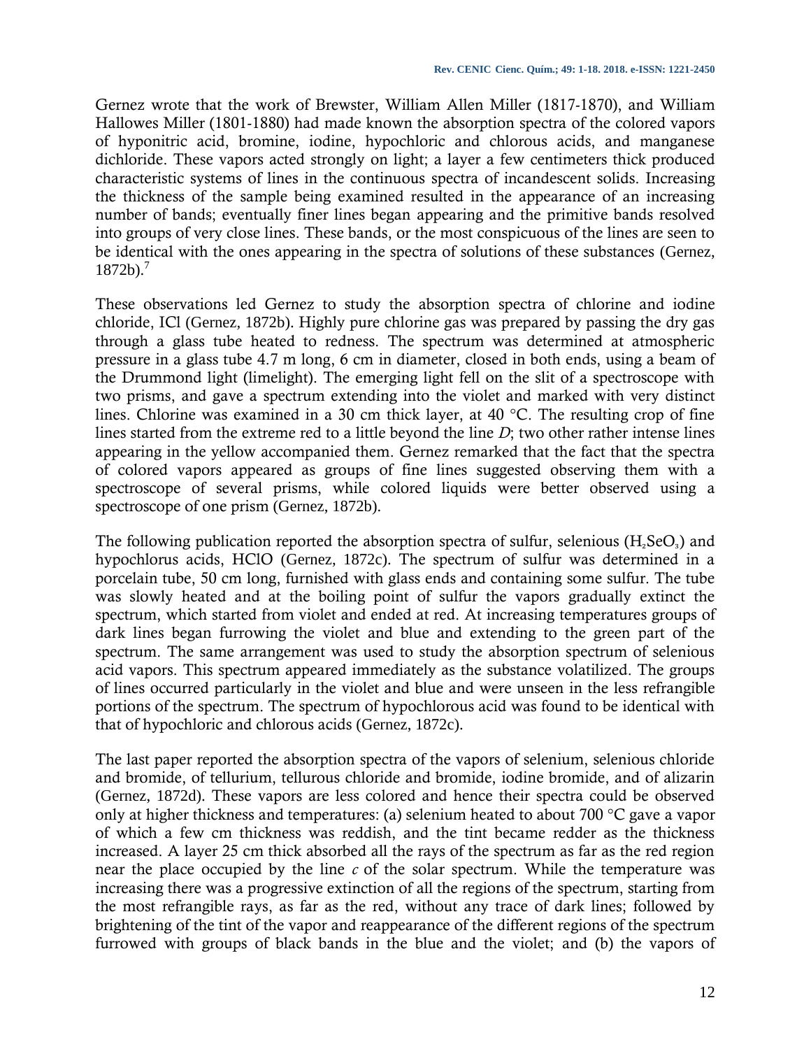Gernez wrote that the work of Brewster, William Allen Miller (1817-1870), and William Hallowes Miller (1801-1880) had made known the absorption spectra of the colored vapors of hyponitric acid, bromine, iodine, hypochloric and chlorous acids, and manganese dichloride. These vapors acted strongly on light; a layer a few centimeters thick produced characteristic systems of lines in the continuous spectra of incandescent solids. Increasing the thickness of the sample being examined resulted in the appearance of an increasing number of bands; eventually finer lines began appearing and the primitive bands resolved into groups of very close lines. These bands, or the most conspicuous of the lines are seen to be identical with the ones appearing in the spectra of solutions of these substances (Gernez, 1872b).[7]

These observations led Gernez to study the absorption spectra of chlorine and iodine chloride, ICl (Gernez, 1872b). Highly pure chlorine gas was prepared by passing the dry gas through a glass tube heated to redness. The spectrum was determined at atmospheric pressure in a glass tube 4.7 m long, 6 cm in diameter, closed in both ends, using a beam of the Drummond light (limelight). The emerging light fell on the slit of a spectroscope with two prisms, and gave a spectrum extending into the violet and marked with very distinct lines. Chlorine was examined in a 30 cm thick layer, at 40 °C. The resulting crop of fine lines started from the extreme red to a little beyond the line *D*; two other rather intense lines appearing in the yellow accompanied them. Gernez remarked that the fact that the spectra of colored vapors appeared as groups of fine lines suggested observing them with a spectroscope of several prisms, while colored liquids were better observed using a spectroscope of one prism (Gernez, 1872b).

The following publication reported the absorption spectra of sulfur, selenious ($H_2SeO_3$) and hypochlorus acids, HClO (Gernez, 1872c). The spectrum of sulfur was determined in a porcelain tube, 50 cm long, furnished with glass ends and containing some sulfur. The tube was slowly heated and at the boiling point of sulfur the vapors gradually extinct the spectrum, which started from violet and ended at red. At increasing temperatures groups of dark lines began furrowing the violet and blue and extending to the green part of the spectrum. The same arrangement was used to study the absorption spectrum of selenious acid vapors. This spectrum appeared immediately as the substance volatilized. The groups of lines occurred particularly in the violet and blue and were unseen in the less refrangible portions of the spectrum. The spectrum of hypochlorous acid was found to be identical with that of hypochloric and chlorous acids (Gernez, 1872c).

The last paper reported the absorption spectra of the vapors of selenium, selenious chloride and bromide, of tellurium, tellurous chloride and bromide, iodine bromide, and of alizarin (Gernez, 1872d). These vapors are less colored and hence their spectra could be observed only at higher thickness and temperatures: (a) selenium heated to about 700 °C gave a vapor of which a few cm thickness was reddish, and the tint became redder as the thickness increased. A layer 25 cm thick absorbed all the rays of the spectrum as far as the red region near the place occupied by the line *c* of the solar spectrum. While the temperature was increasing there was a progressive extinction of all the regions of the spectrum, starting from the most refrangible rays, as far as the red, without any trace of dark lines; followed by brightening of the tint of the vapor and reappearance of the different regions of the spectrum furrowed with groups of black bands in the blue and the violet; and (b) the vapors of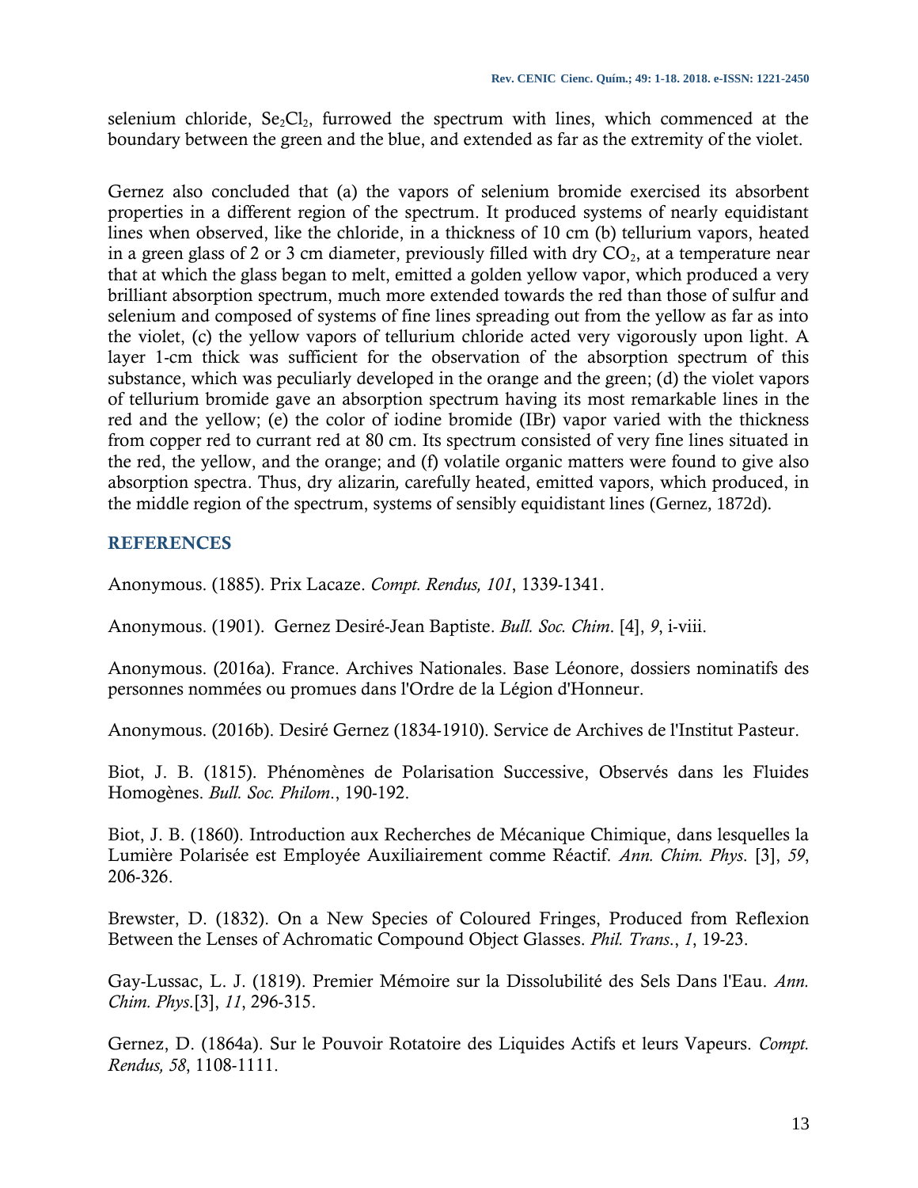selenium chloride, $Se_2Cl_2$, furrowed the spectrum with lines, which commenced at the boundary between the green and the blue, and extended as far as the extremity of the violet.

Gernez also concluded that (a) the vapors of selenium bromide exercised its absorbent properties in a different region of the spectrum. It produced systems of nearly equidistant lines when observed, like the chloride, in a thickness of 10 cm (b) tellurium vapors, heated in a green glass of 2 or 3 cm diameter, previously filled with dry $CO_2$, at a temperature near that at which the glass began to melt, emitted a golden yellow vapor, which produced a very brilliant absorption spectrum, much more extended towards the red than those of sulfur and selenium and composed of systems of fine lines spreading out from the yellow as far as into the violet, (c) the yellow vapors of tellurium chloride acted very vigorously upon light. A layer 1-cm thick was sufficient for the observation of the absorption spectrum of this substance, which was peculiarly developed in the orange and the green; (d) the violet vapors of tellurium bromide gave an absorption spectrum having its most remarkable lines in the red and the yellow; (e) the color of iodine bromide (IBr) vapor varied with the thickness from copper red to currant red at 80 cm. Its spectrum consisted of very fine lines situated in the red, the yellow, and the orange; and (f) volatile organic matters were found to give also absorption spectra. Thus, dry alizarin*,* carefully heated, emitted vapors, which produced, in the middle region of the spectrum, systems of sensibly equidistant lines (Gernez, 1872d).

## REFERENCES

Anonymous. (1885). Prix Lacaze. *Compt. Rendus, 101*, 1339-1341.

Anonymous. (1901). Gernez Desiré-Jean Baptiste. *Bull. Soc. Chim*. [4], *9*, i-viii.

Anonymous. (2016a). France. Archives Nationales. Base Léonore, dossiers nominatifs des personnes nommées ou promues dans l'Ordre de la Légion d'Honneur.

Anonymous. (2016b). Desiré Gernez (1834-1910). Service de Archives de l'Institut Pasteur.

Biot, J. B. (1815). Phénomènes de Polarisation Successive, Observés dans les Fluides Homogènes. *Bull. Soc. Philom*., 190-192.

Biot, J. B. (1860). Introduction aux Recherches de Mécanique Chimique, dans lesquelles la Lumière Polarisée est Employée Auxiliairement comme Réactif. *Ann. Chim. Phys*. [3], *59*, 206-326.

Brewster, D. (1832). On a New Species of Coloured Fringes, Produced from Reflexion Between the Lenses of Achromatic Compound Object Glasses. *Phil. Trans*., *1*, 19-23.

Gay-Lussac, L. J. (1819). Premier Mémoire sur la Dissolubilité des Sels Dans l'Eau. *Ann. Chim. Phys*.[3], *11*, 296-315.

Gernez, D. (1864a). Sur le Pouvoir Rotatoire des Liquides Actifs et leurs Vapeurs. *Compt. Rendus, 58*, 1108-1111.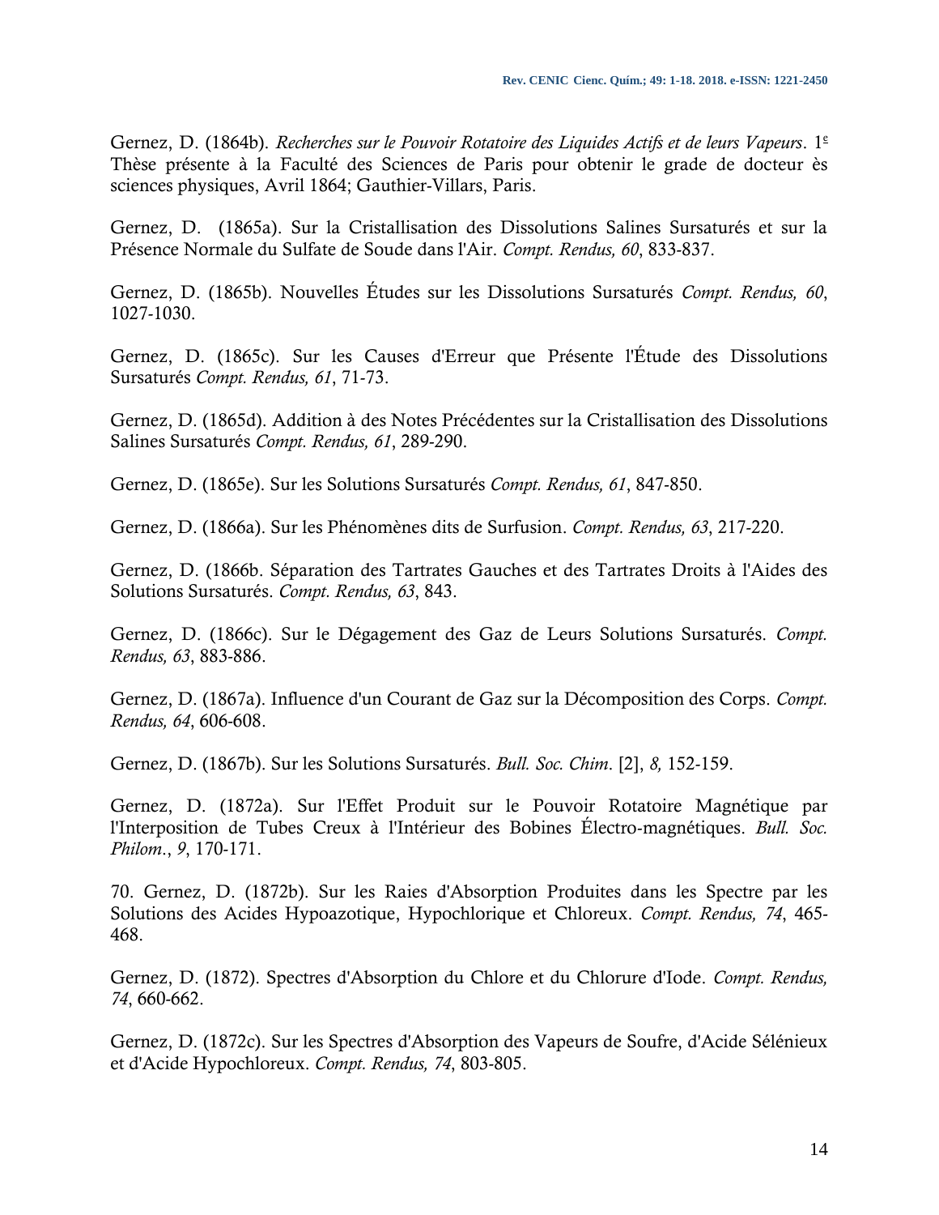Gernez, D. (1864b). *Recherches sur le Pouvoir Rotatoire des Liquides Actifs et de leurs Vapeurs*. 1[e] Thèse présente à la Faculté des Sciences de Paris pour obtenir le grade de docteur ès sciences physiques, Avril 1864; Gauthier-Villars, Paris.

Gernez, D. (1865a). Sur la Cristallisation des Dissolutions Salines Sursaturés et sur la Présence Normale du Sulfate de Soude dans l'Air. *Compt. Rendus, 60*, 833-837.

Gernez, D. (1865b). Nouvelles Études sur les Dissolutions Sursaturés *Compt. Rendus, 60*, 1027-1030.

Gernez, D. (1865c). Sur les Causes d'Erreur que Présente l'Étude des Dissolutions Sursaturés *Compt. Rendus, 61*, 71-73.

Gernez, D. (1865d). Addition à des Notes Précédentes sur la Cristallisation des Dissolutions Salines Sursaturés *Compt. Rendus, 61*, 289-290.

Gernez, D. (1865e). Sur les Solutions Sursaturés *Compt. Rendus, 61*, 847-850.

Gernez, D. (1866a). Sur les Phénomènes dits de Surfusion. *Compt. Rendus, 63*, 217-220.

Gernez, D. (1866b. Séparation des Tartrates Gauches et des Tartrates Droits à l'Aides des Solutions Sursaturés. *Compt. Rendus, 63*, 843.

Gernez, D. (1866c). Sur le Dégagement des Gaz de Leurs Solutions Sursaturés. *Compt. Rendus, 63*, 883-886.

Gernez, D. (1867a). Influence d'un Courant de Gaz sur la Décomposition des Corps. *Compt. Rendus, 64*, 606-608.

Gernez, D. (1867b). Sur les Solutions Sursaturés. *Bull. Soc. Chim*. [2], *8,* 152-159.

Gernez, D. (1872a). Sur l'Effet Produit sur le Pouvoir Rotatoire Magnétique par l'Interposition de Tubes Creux à l'Intérieur des Bobines Électro-magnétiques. *Bull. Soc. Philom*., *9*, 170-171.

70. Gernez, D. (1872b). Sur les Raies d'Absorption Produites dans les Spectre par les Solutions des Acides Hypoazotique, Hypochlorique et Chloreux. *Compt. Rendus, 74*, 465-468.

Gernez, D. (1872). Spectres d'Absorption du Chlore et du Chlorure d'Iode. *Compt. Rendus, 74*, 660-662.

Gernez, D. (1872c). Sur les Spectres d'Absorption des Vapeurs de Soufre, d'Acide Sélénieux et d'Acide Hypochloreux. *Compt. Rendus, 74*, 803-805.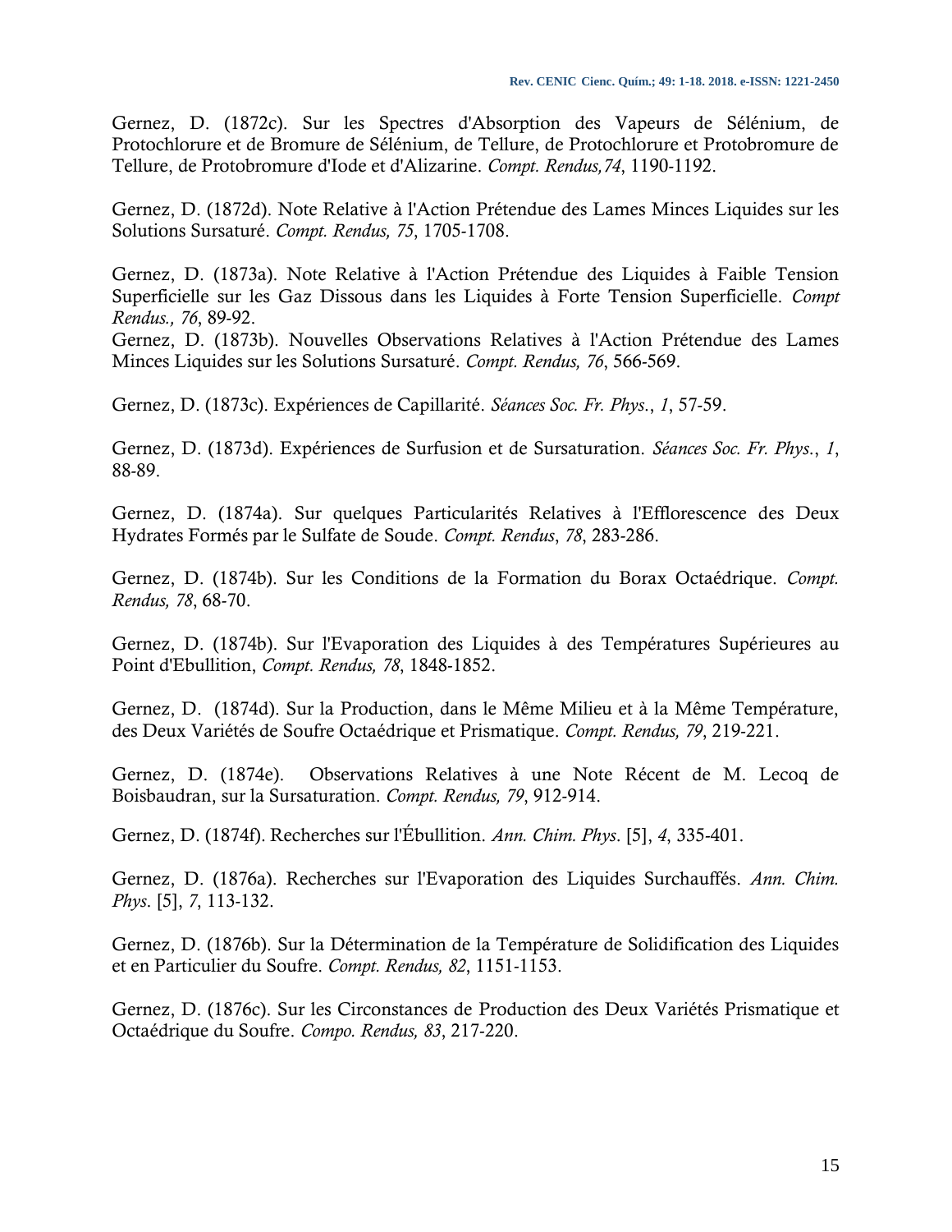Gernez, D. (1872c). Sur les Spectres d'Absorption des Vapeurs de Sélénium, de Protochlorure et de Bromure de Sélénium, de Tellure, de Protochlorure et Protobromure de Tellure, de Protobromure d'Iode et d'Alizarine. *Compt. Rendus,74*, 1190-1192.

Gernez, D. (1872d). Note Relative à l'Action Prétendue des Lames Minces Liquides sur les Solutions Sursaturé. *Compt. Rendus, 75*, 1705-1708.

Gernez, D. (1873a). Note Relative à l'Action Prétendue des Liquides à Faible Tension Superficielle sur les Gaz Dissous dans les Liquides à Forte Tension Superficielle. *Compt Rendus., 76*, 89-92.

Gernez, D. (1873b). Nouvelles Observations Relatives à l'Action Prétendue des Lames Minces Liquides sur les Solutions Sursaturé. *Compt. Rendus, 76*, 566-569.

Gernez, D. (1873c). Expériences de Capillarité. *Séances Soc. Fr. Phys.*, *1*, 57-59.

Gernez, D. (1873d). Expériences de Surfusion et de Sursaturation. *Séances Soc. Fr. Phys.*, *1*, 88-89.

Gernez, D. (1874a). Sur quelques Particularités Relatives à l'Efflorescence des Deux Hydrates Formés par le Sulfate de Soude. *Compt. Rendus*, *78*, 283-286.

Gernez, D. (1874b). Sur les Conditions de la Formation du Borax Octaédrique. *Compt. Rendus, 78*, 68-70.

Gernez, D. (1874b). Sur l'Evaporation des Liquides à des Températures Supérieures au Point d'Ebullition, *Compt. Rendus, 78*, 1848-1852.

Gernez, D. (1874d). Sur la Production, dans le Même Milieu et à la Même Température, des Deux Variétés de Soufre Octaédrique et Prismatique. *Compt. Rendus, 79*, 219-221.

Gernez, D. (1874e). Observations Relatives à une Note Récent de M. Lecoq de Boisbaudran, sur la Sursaturation. *Compt. Rendus, 79*, 912-914.

Gernez, D. (1874f). Recherches sur l'Ébullition. *Ann. Chim. Phys*. [5], *4*, 335-401.

Gernez, D. (1876a). Recherches sur l'Evaporation des Liquides Surchauffés. *Ann. Chim. Phys*. [5], *7*, 113-132.

Gernez, D. (1876b). Sur la Détermination de la Température de Solidification des Liquides et en Particulier du Soufre. *Compt. Rendus, 82*, 1151-1153.

Gernez, D. (1876c). Sur les Circonstances de Production des Deux Variétés Prismatique et Octaédrique du Soufre. *Compo. Rendus, 83*, 217-220.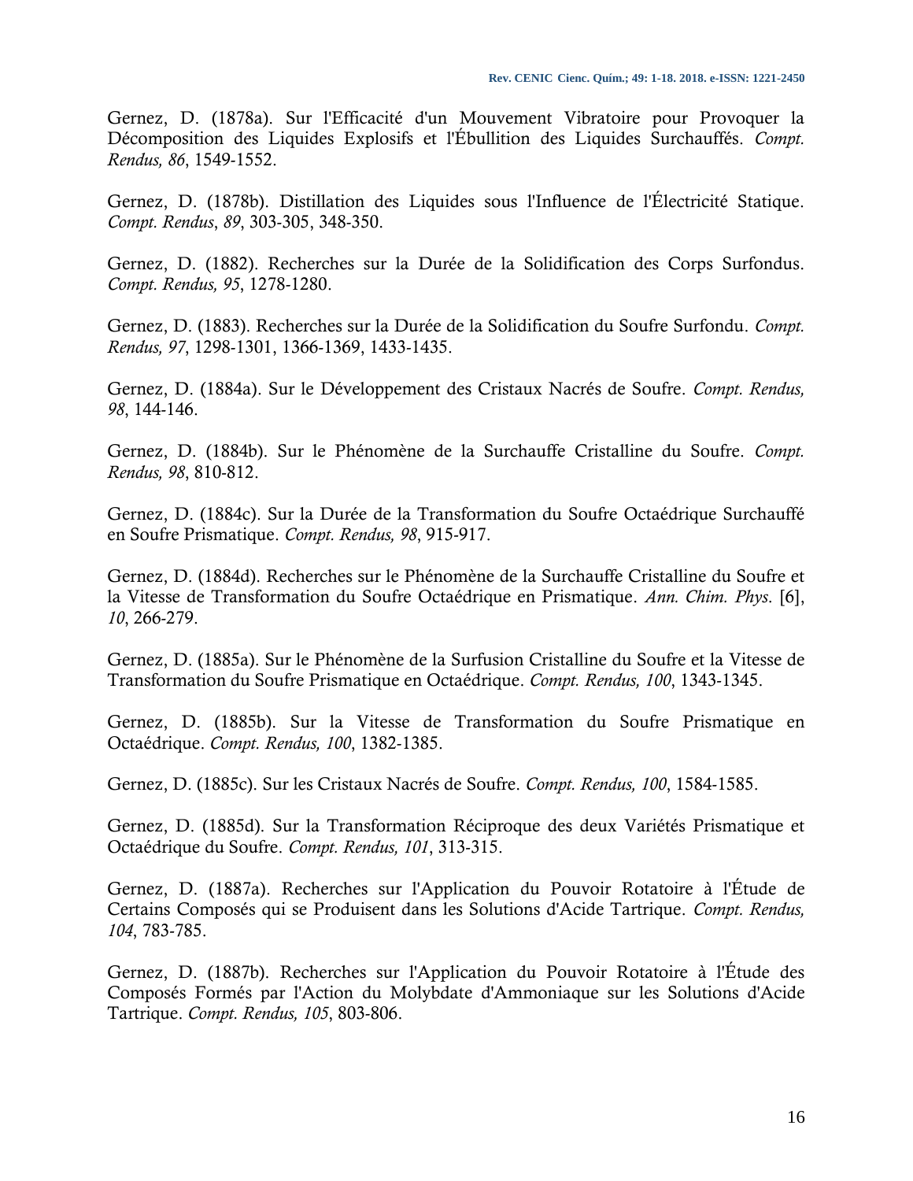Gernez, D. (1878a). Sur l'Efficacité d'un Mouvement Vibratoire pour Provoquer la Décomposition des Liquides Explosifs et l'Ébullition des Liquides Surchauffés. *Compt. Rendus, 86*, 1549-1552.

Gernez, D. (1878b). Distillation des Liquides sous l'Influence de l'Électricité Statique. *Compt. Rendus*, *89*, 303-305, 348-350.

Gernez, D. (1882). Recherches sur la Durée de la Solidification des Corps Surfondus. *Compt. Rendus, 95*, 1278-1280.

Gernez, D. (1883). Recherches sur la Durée de la Solidification du Soufre Surfondu. *Compt. Rendus, 97*, 1298-1301, 1366-1369, 1433-1435.

Gernez, D. (1884a). Sur le Développement des Cristaux Nacrés de Soufre. *Compt. Rendus, 98*, 144-146.

Gernez, D. (1884b). Sur le Phénomène de la Surchauffe Cristalline du Soufre. *Compt. Rendus, 98*, 810-812.

Gernez, D. (1884c). Sur la Durée de la Transformation du Soufre Octaédrique Surchauffé en Soufre Prismatique. *Compt. Rendus, 98*, 915-917.

Gernez, D. (1884d). Recherches sur le Phénomène de la Surchauffe Cristalline du Soufre et la Vitesse de Transformation du Soufre Octaédrique en Prismatique. *Ann. Chim. Phys.* [6], *10*, 266-279.

Gernez, D. (1885a). Sur le Phénomène de la Surfusion Cristalline du Soufre et la Vitesse de Transformation du Soufre Prismatique en Octaédrique. *Compt. Rendus, 100*, 1343-1345.

Gernez, D. (1885b). Sur la Vitesse de Transformation du Soufre Prismatique en Octaédrique. *Compt. Rendus, 100*, 1382-1385.

Gernez, D. (1885c). Sur les Cristaux Nacrés de Soufre. *Compt. Rendus, 100*, 1584-1585.

Gernez, D. (1885d). Sur la Transformation Réciproque des deux Variétés Prismatique et Octaédrique du Soufre. *Compt. Rendus, 101*, 313-315.

Gernez, D. (1887a). Recherches sur l'Application du Pouvoir Rotatoire à l'Étude de Certains Composés qui se Produisent dans les Solutions d'Acide Tartrique. *Compt. Rendus, 104*, 783-785.

Gernez, D. (1887b). Recherches sur l'Application du Pouvoir Rotatoire à l'Étude des Composés Formés par l'Action du Molybdate d'Ammoniaque sur les Solutions d'Acide Tartrique. *Compt. Rendus, 105*, 803-806.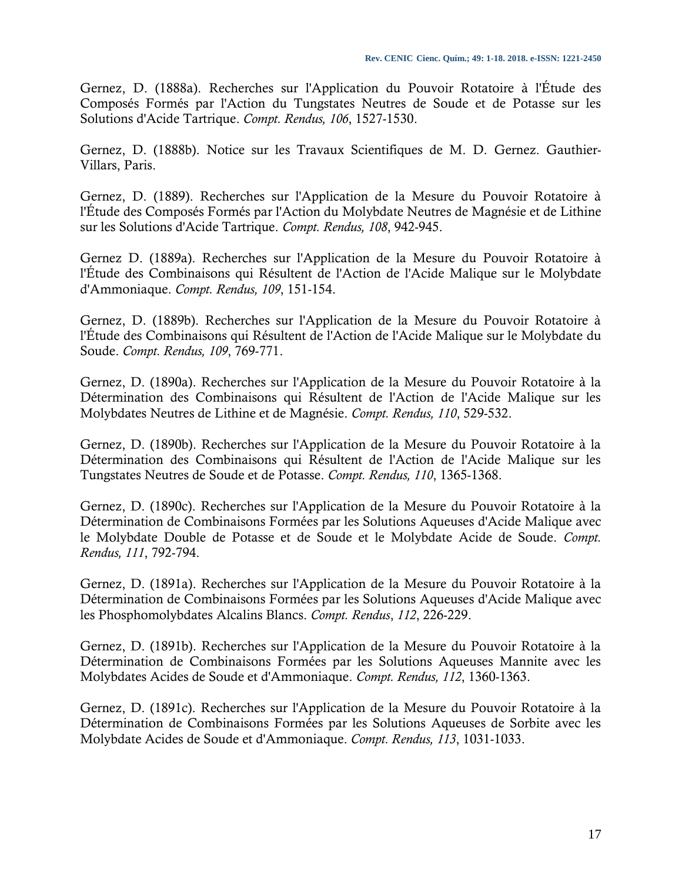Gernez, D. (1888a). Recherches sur l'Application du Pouvoir Rotatoire à l'Étude des Composés Formés par l'Action du Tungstates Neutres de Soude et de Potasse sur les Solutions d'Acide Tartrique. *Compt. Rendus, 106*, 1527-1530.

Gernez, D. (1888b). Notice sur les Travaux Scientifiques de M. D. Gernez. Gauthier-Villars, Paris.

Gernez, D. (1889). Recherches sur l'Application de la Mesure du Pouvoir Rotatoire à l'Étude des Composés Formés par l'Action du Molybdate Neutres de Magnésie et de Lithine sur les Solutions d'Acide Tartrique. *Compt. Rendus, 108*, 942-945.

Gernez D. (1889a). Recherches sur l'Application de la Mesure du Pouvoir Rotatoire à l'Étude des Combinaisons qui Résultent de l'Action de l'Acide Malique sur le Molybdate d'Ammoniaque. *Compt. Rendus, 109*, 151-154.

Gernez, D. (1889b). Recherches sur l'Application de la Mesure du Pouvoir Rotatoire à l'Étude des Combinaisons qui Résultent de l'Action de l'Acide Malique sur le Molybdate du Soude. *Compt. Rendus, 109*, 769-771.

Gernez, D. (1890a). Recherches sur l'Application de la Mesure du Pouvoir Rotatoire à la Détermination des Combinaisons qui Résultent de l'Action de l'Acide Malique sur les Molybdates Neutres de Lithine et de Magnésie. *Compt. Rendus, 110*, 529-532.

Gernez, D. (1890b). Recherches sur l'Application de la Mesure du Pouvoir Rotatoire à la Détermination des Combinaisons qui Résultent de l'Action de l'Acide Malique sur les Tungstates Neutres de Soude et de Potasse. *Compt. Rendus, 110*, 1365-1368.

Gernez, D. (1890c). Recherches sur l'Application de la Mesure du Pouvoir Rotatoire à la Détermination de Combinaisons Formées par les Solutions Aqueuses d'Acide Malique avec le Molybdate Double de Potasse et de Soude et le Molybdate Acide de Soude. *Compt. Rendus, 111*, 792-794.

Gernez, D. (1891a). Recherches sur l'Application de la Mesure du Pouvoir Rotatoire à la Détermination de Combinaisons Formées par les Solutions Aqueuses d'Acide Malique avec les Phosphomolybdates Alcalins Blancs. *Compt. Rendus*, *112*, 226-229.

Gernez, D. (1891b). Recherches sur l'Application de la Mesure du Pouvoir Rotatoire à la Détermination de Combinaisons Formées par les Solutions Aqueuses Mannite avec les Molybdates Acides de Soude et d'Ammoniaque. *Compt. Rendus, 112*, 1360-1363.

Gernez, D. (1891c). Recherches sur l'Application de la Mesure du Pouvoir Rotatoire à la Détermination de Combinaisons Formées par les Solutions Aqueuses de Sorbite avec les Molybdate Acides de Soude et d'Ammoniaque. *Compt. Rendus, 113*, 1031-1033.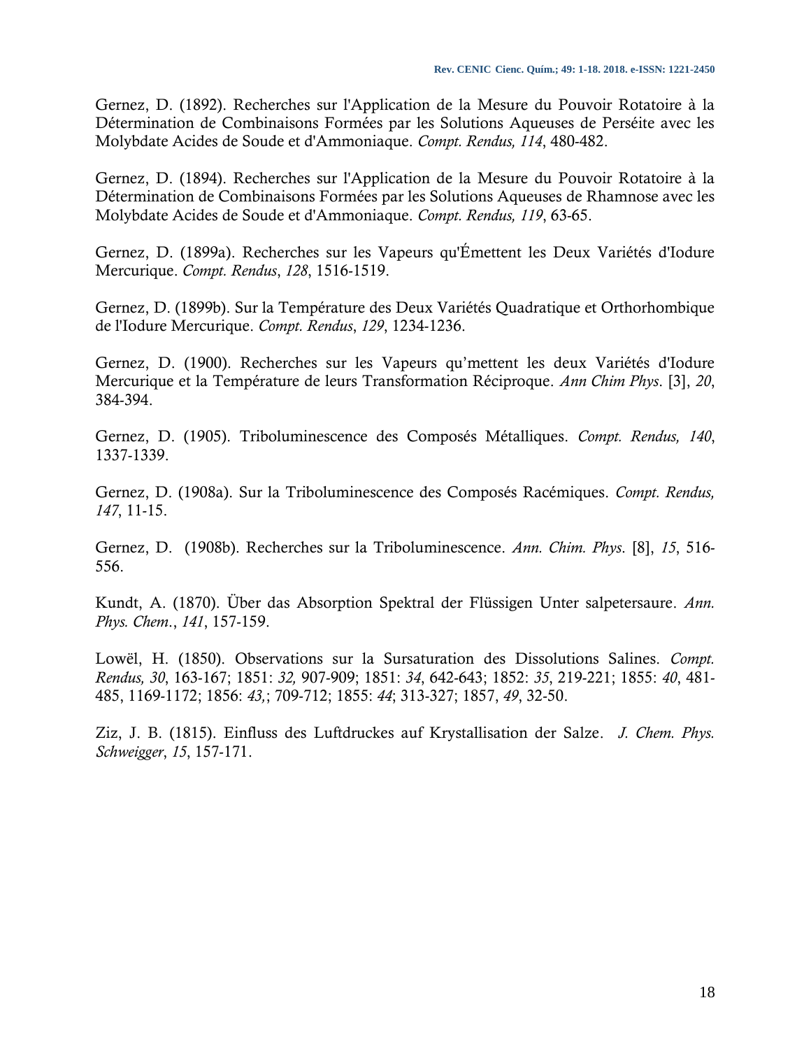Gernez, D. (1892). Recherches sur l'Application de la Mesure du Pouvoir Rotatoire à la Détermination de Combinaisons Formées par les Solutions Aqueuses de Perséite avec les Molybdate Acides de Soude et d'Ammoniaque. *Compt. Rendus, 114*, 480-482.

Gernez, D. (1894). Recherches sur l'Application de la Mesure du Pouvoir Rotatoire à la Détermination de Combinaisons Formées par les Solutions Aqueuses de Rhamnose avec les Molybdate Acides de Soude et d'Ammoniaque. *Compt. Rendus, 119*, 63-65.

Gernez, D. (1899a). Recherches sur les Vapeurs qu'Émettent les Deux Variétés d'Iodure Mercurique. *Compt. Rendus*, *128*, 1516-1519.

Gernez, D. (1899b). Sur la Température des Deux Variétés Quadratique et Orthorhombique de l'Iodure Mercurique. *Compt. Rendus*, *129*, 1234-1236.

Gernez, D. (1900). Recherches sur les Vapeurs qu'mettent les deux Variétés d'Iodure Mercurique et la Température de leurs Transformation Réciproque. *Ann Chim Phys*. [3], *20*, 384-394.

Gernez, D. (1905). Triboluminescence des Composés Métalliques. *Compt. Rendus, 140*, 1337-1339.

Gernez, D. (1908a). Sur la Triboluminescence des Composés Racémiques. *Compt. Rendus, 147*, 11-15.

Gernez, D. (1908b). Recherches sur la Triboluminescence. *Ann. Chim. Phys*. [8], *15*, 516-556.

Kundt, A. (1870). Über das Absorption Spektral der Flüssigen Unter salpetersaure. *Ann. Phys. Chem*., *141*, 157-159.

Lowël, H. (1850). Observations sur la Sursaturation des Dissolutions Salines. *Compt. Rendus, 30*, 163-167; 1851: *32,* 907-909; 1851: *34*, 642-643; 1852: *35*, 219-221; 1855: *40*, 481-485, 1169-1172; 1856: *43,*; 709-712; 1855: *44*; 313-327; 1857, *49*, 32-50.

Ziz, J. B. (1815). Einfluss des Luftdruckes auf Krystallisation der Salze. *J. Chem. Phys. Schweigger*, *15*, 157-171.